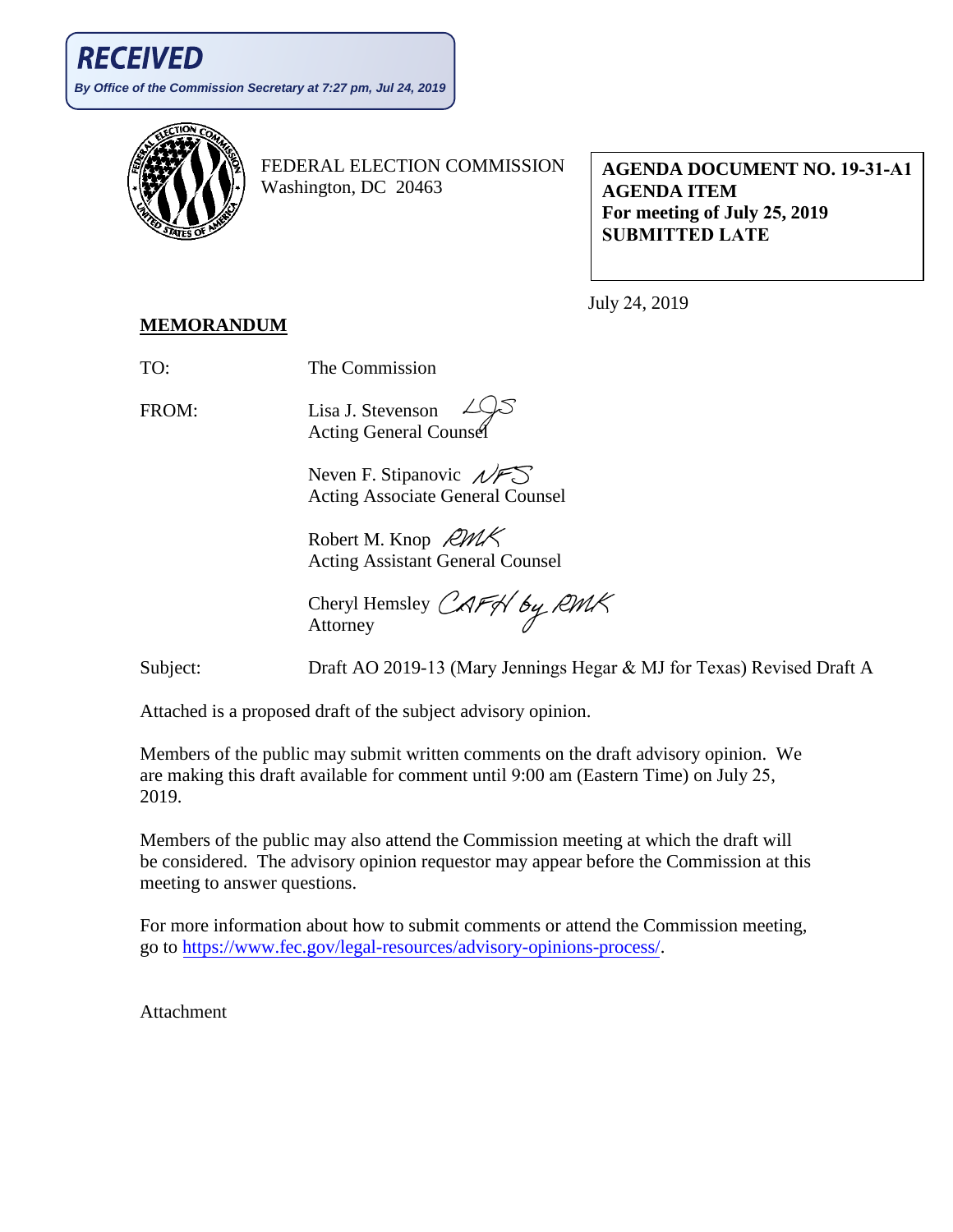**RECEIVED**

*By Office of the Commission Secretary at 7:27 pm, Jul 24, 2019*

FEDERAL ELECTION COMMISSION
Washington, DC 20463

**AGENDA DOCUMENT NO. 19-31-A1**
**AGENDA ITEM**
**For meeting of July 25, 2019**
**SUBMITTED LATE**

July 24, 2019

**MEMORANDUM**

TO: The Commission

FROM: Lisa J. Stevenson LJS
Acting General Counsel

Neven F. Stipanovic NFS
Acting Associate General Counsel

Robert M. Knop RMK
Acting Assistant General Counsel

Cheryl Hemsley CAFH by RMK
Attorney

Subject: Draft AO 2019-13 (Mary Jennings Hegar & MJ for Texas) Revised Draft A

Attached is a proposed draft of the subject advisory opinion.

Members of the public may submit written comments on the draft advisory opinion. We are making this draft available for comment until 9:00 am (Eastern Time) on July 25, 2019.

Members of the public may also attend the Commission meeting at which the draft will be considered. The advisory opinion requestor may appear before the Commission at this meeting to answer questions.

For more information about how to submit comments or attend the Commission meeting, go to https://www.fec.gov/legal-resources/advisory-opinions-process/.

Attachment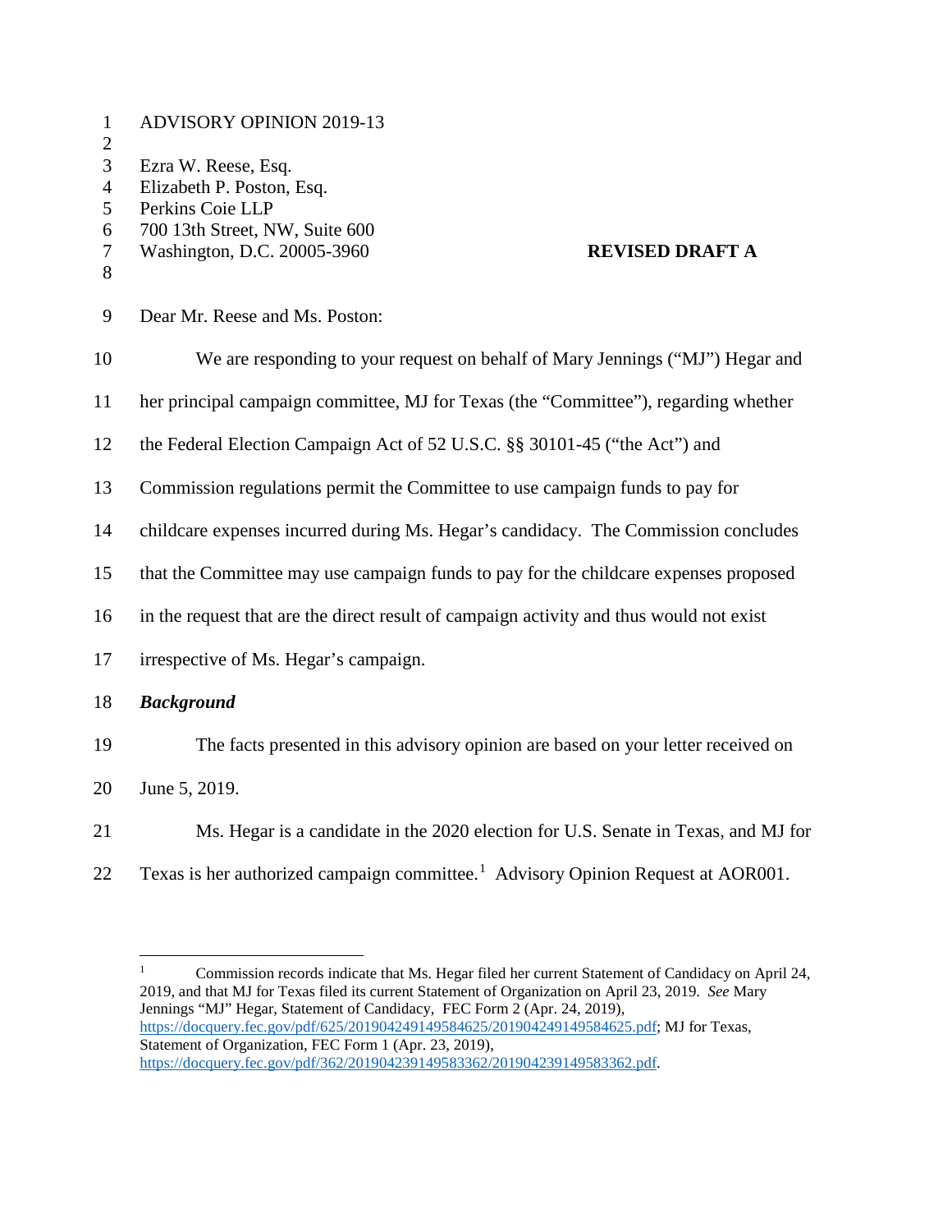ADVISORY OPINION 2019-13

Ezra W. Reese, Esq.
Elizabeth P. Poston, Esq.
Perkins Coie LLP
700 13th Street, NW, Suite 600
Washington, D.C. 20005-3960

**REVISED DRAFT A**

Dear Mr. Reese and Ms. Poston:

We are responding to your request on behalf of Mary Jennings ("MJ") Hegar and her principal campaign committee, MJ for Texas (the "Committee"), regarding whether the Federal Election Campaign Act of 52 U.S.C. §§ 30101-45 ("the Act") and Commission regulations permit the Committee to use campaign funds to pay for childcare expenses incurred during Ms. Hegar's candidacy. The Commission concludes that the Committee may use campaign funds to pay for the childcare expenses proposed in the request that are the direct result of campaign activity and thus would not exist irrespective of Ms. Hegar's campaign.

***Background***

The facts presented in this advisory opinion are based on your letter received on June 5, 2019.

Ms. Hegar is a candidate in the 2020 election for U.S. Senate in Texas, and MJ for Texas is her authorized campaign committee.[1] Advisory Opinion Request at AOR001.

[1] Commission records indicate that Ms. Hegar filed her current Statement of Candidacy on April 24, 2019, and that MJ for Texas filed its current Statement of Organization on April 23, 2019. *See* Mary Jennings "MJ" Hegar, Statement of Candidacy, FEC Form 2 (Apr. 24, 2019), https://docquery.fec.gov/pdf/625/201904249149584625/201904249149584625.pdf; MJ for Texas, Statement of Organization, FEC Form 1 (Apr. 23, 2019), https://docquery.fec.gov/pdf/362/201904239149583362/201904239149583362.pdf.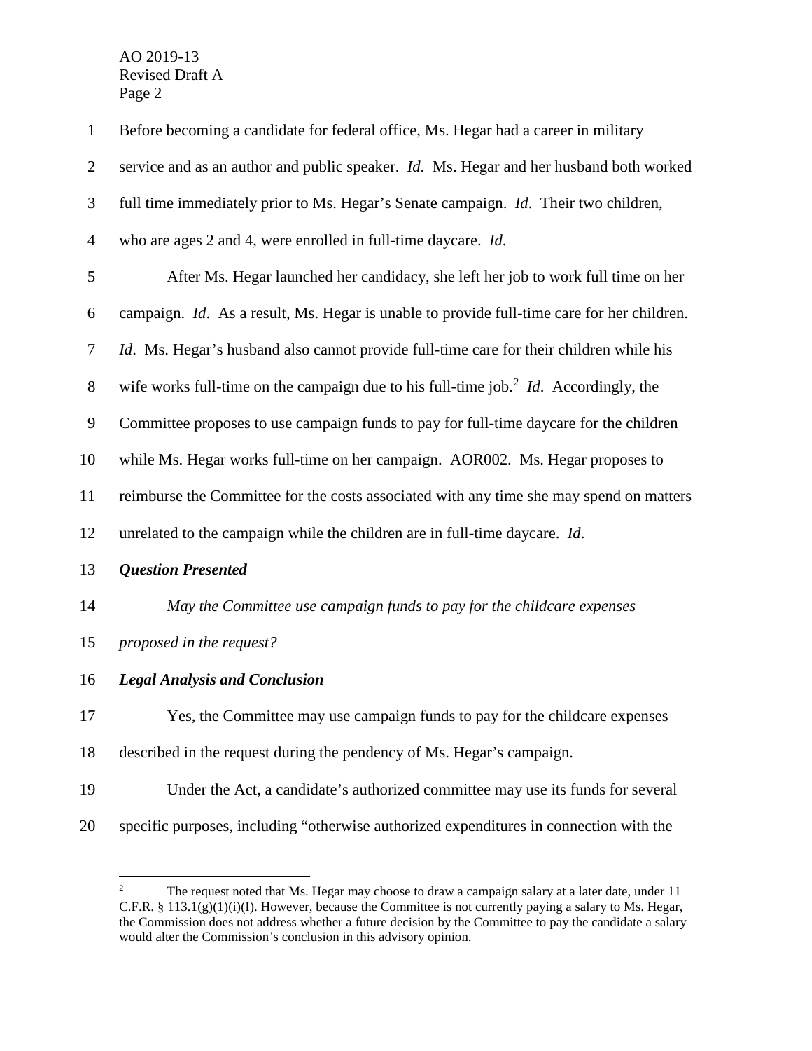Before becoming a candidate for federal office, Ms. Hegar had a career in military service and as an author and public speaker. *Id*. Ms. Hegar and her husband both worked full time immediately prior to Ms. Hegar's Senate campaign. *Id*. Their two children, who are ages 2 and 4, were enrolled in full-time daycare. *Id*.

After Ms. Hegar launched her candidacy, she left her job to work full time on her campaign. *Id*. As a result, Ms. Hegar is unable to provide full-time care for her children. *Id*. Ms. Hegar's husband also cannot provide full-time care for their children while his wife works full-time on the campaign due to his full-time job.[2] *Id*. Accordingly, the Committee proposes to use campaign funds to pay for full-time daycare for the children while Ms. Hegar works full-time on her campaign. AOR002. Ms. Hegar proposes to reimburse the Committee for the costs associated with any time she may spend on matters unrelated to the campaign while the children are in full-time daycare. *Id*.

***Question Presented***

*May the Committee use campaign funds to pay for the childcare expenses proposed in the request?*

***Legal Analysis and Conclusion***

Yes, the Committee may use campaign funds to pay for the childcare expenses described in the request during the pendency of Ms. Hegar's campaign.

Under the Act, a candidate's authorized committee may use its funds for several specific purposes, including "otherwise authorized expenditures in connection with the

---

[2] The request noted that Ms. Hegar may choose to draw a campaign salary at a later date, under 11 C.F.R. § 113.1(g)(1)(i)(I). However, because the Committee is not currently paying a salary to Ms. Hegar, the Commission does not address whether a future decision by the Committee to pay the candidate a salary would alter the Commission's conclusion in this advisory opinion.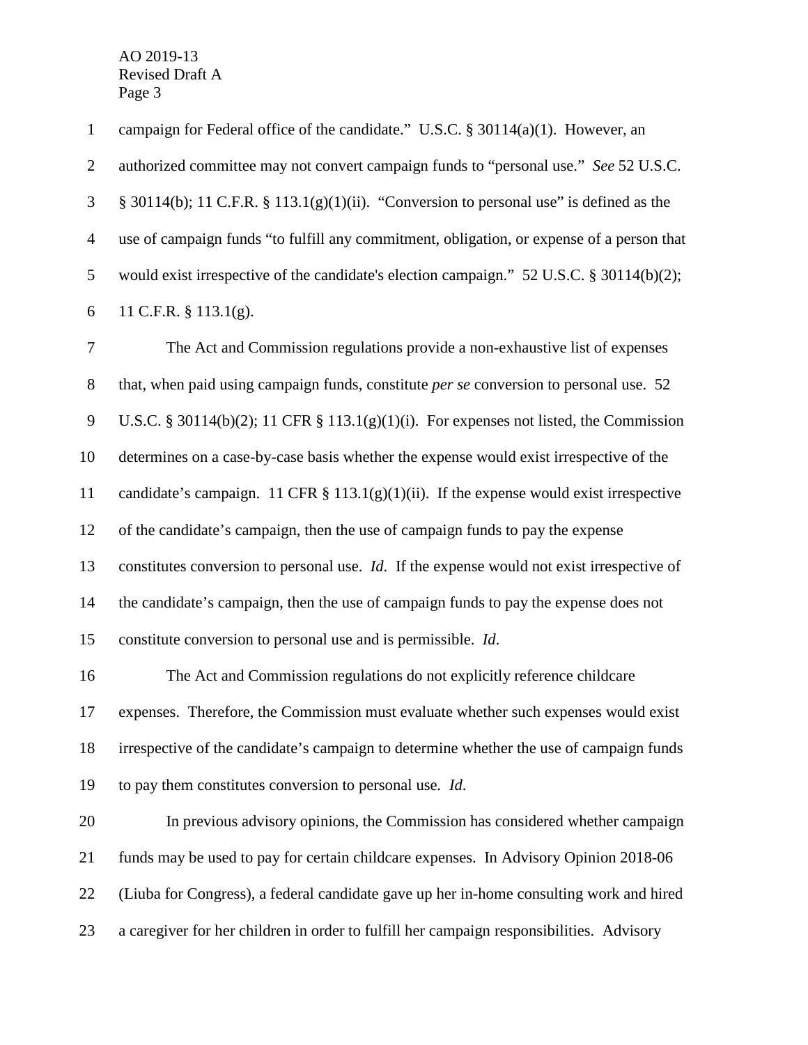campaign for Federal office of the candidate." U.S.C. § 30114(a)(1). However, an authorized committee may not convert campaign funds to "personal use." *See* 52 U.S.C. § 30114(b); 11 C.F.R. § 113.1(g)(1)(ii). "Conversion to personal use" is defined as the use of campaign funds "to fulfill any commitment, obligation, or expense of a person that would exist irrespective of the candidate's election campaign." 52 U.S.C. § 30114(b)(2); 11 C.F.R. § 113.1(g).

The Act and Commission regulations provide a non-exhaustive list of expenses that, when paid using campaign funds, constitute *per se* conversion to personal use. 52 U.S.C. § 30114(b)(2); 11 CFR § 113.1(g)(1)(i). For expenses not listed, the Commission determines on a case-by-case basis whether the expense would exist irrespective of the candidate's campaign. 11 CFR § 113.1(g)(1)(ii). If the expense would exist irrespective of the candidate's campaign, then the use of campaign funds to pay the expense constitutes conversion to personal use. *Id*. If the expense would not exist irrespective of the candidate's campaign, then the use of campaign funds to pay the expense does not constitute conversion to personal use and is permissible. *Id*.

The Act and Commission regulations do not explicitly reference childcare expenses. Therefore, the Commission must evaluate whether such expenses would exist irrespective of the candidate's campaign to determine whether the use of campaign funds to pay them constitutes conversion to personal use. *Id*.

In previous advisory opinions, the Commission has considered whether campaign funds may be used to pay for certain childcare expenses. In Advisory Opinion 2018-06 (Liuba for Congress), a federal candidate gave up her in-home consulting work and hired a caregiver for her children in order to fulfill her campaign responsibilities. Advisory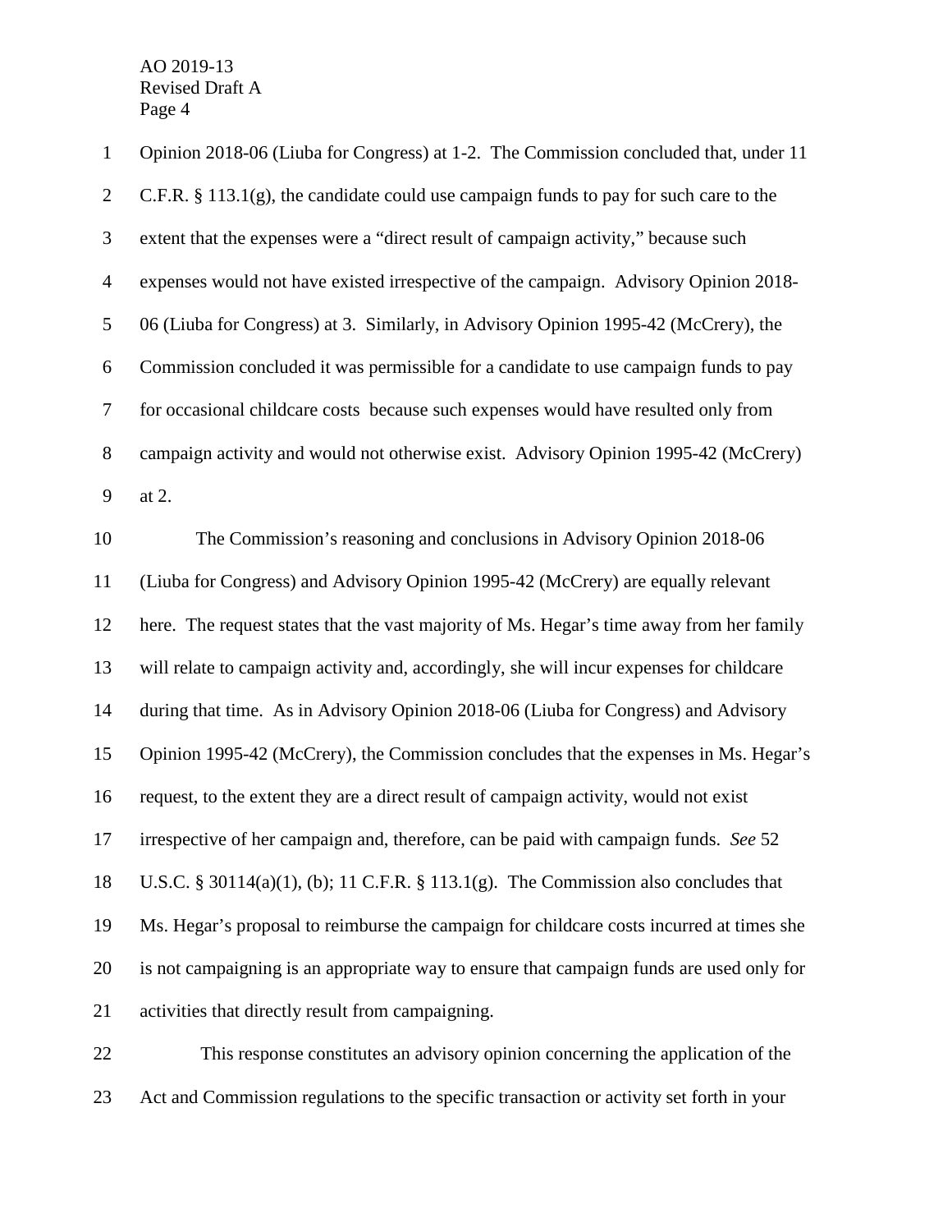Opinion 2018-06 (Liuba for Congress) at 1-2. The Commission concluded that, under 11 C.F.R. § 113.1(g), the candidate could use campaign funds to pay for such care to the extent that the expenses were a "direct result of campaign activity," because such expenses would not have existed irrespective of the campaign. Advisory Opinion 2018-06 (Liuba for Congress) at 3. Similarly, in Advisory Opinion 1995-42 (McCrery), the Commission concluded it was permissible for a candidate to use campaign funds to pay for occasional childcare costs because such expenses would have resulted only from campaign activity and would not otherwise exist. Advisory Opinion 1995-42 (McCrery) at 2.

The Commission's reasoning and conclusions in Advisory Opinion 2018-06 (Liuba for Congress) and Advisory Opinion 1995-42 (McCrery) are equally relevant here. The request states that the vast majority of Ms. Hegar's time away from her family will relate to campaign activity and, accordingly, she will incur expenses for childcare during that time. As in Advisory Opinion 2018-06 (Liuba for Congress) and Advisory Opinion 1995-42 (McCrery), the Commission concludes that the expenses in Ms. Hegar's request, to the extent they are a direct result of campaign activity, would not exist irrespective of her campaign and, therefore, can be paid with campaign funds. *See* 52 U.S.C. § 30114(a)(1), (b); 11 C.F.R. § 113.1(g). The Commission also concludes that Ms. Hegar's proposal to reimburse the campaign for childcare costs incurred at times she is not campaigning is an appropriate way to ensure that campaign funds are used only for activities that directly result from campaigning.

This response constitutes an advisory opinion concerning the application of the Act and Commission regulations to the specific transaction or activity set forth in your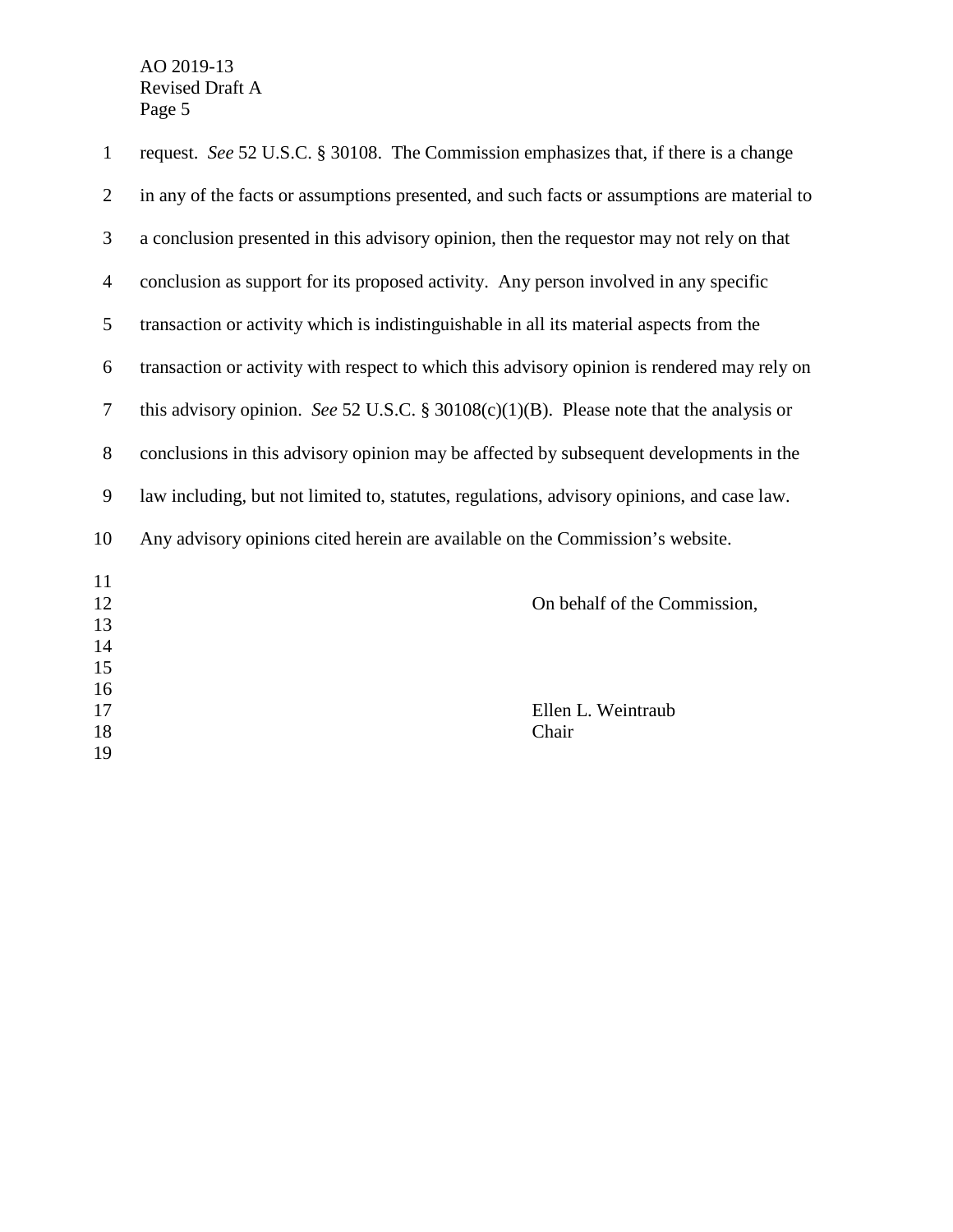request. *See* 52 U.S.C. § 30108. The Commission emphasizes that, if there is a change in any of the facts or assumptions presented, and such facts or assumptions are material to a conclusion presented in this advisory opinion, then the requestor may not rely on that conclusion as support for its proposed activity. Any person involved in any specific transaction or activity which is indistinguishable in all its material aspects from the transaction or activity with respect to which this advisory opinion is rendered may rely on this advisory opinion. *See* 52 U.S.C. § 30108(c)(1)(B). Please note that the analysis or conclusions in this advisory opinion may be affected by subsequent developments in the law including, but not limited to, statutes, regulations, advisory opinions, and case law. Any advisory opinions cited herein are available on the Commission's website.

On behalf of the Commission,

Ellen L. Weintraub
Chair